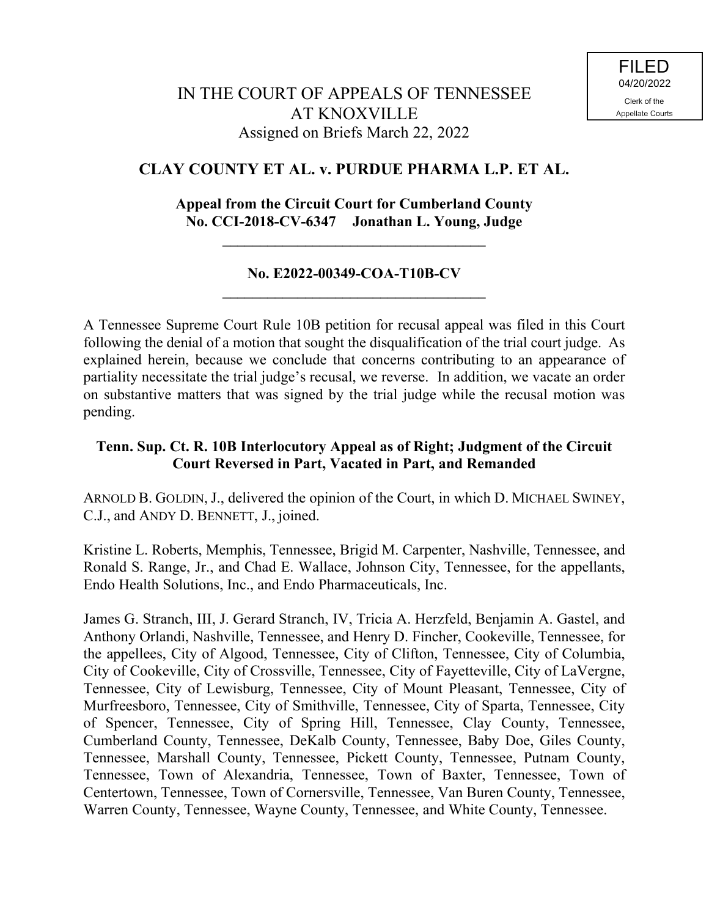FILED
04/20/2022
Clerk of the
Appellate Courts

# IN THE COURT OF APPEALS OF TENNESSEE AT KNOXVILLE

Assigned on Briefs March 22, 2022

## CLAY COUNTY ET AL. v. PURDUE PHARMA L.P. ET AL.

**Appeal from the Circuit Court for Cumberland County**
**No. CCI-2018-CV-6347 Jonathan L. Young, Judge**

---

**No. E2022-00349-COA-T10B-CV**

---

A Tennessee Supreme Court Rule 10B petition for recusal appeal was filed in this Court following the denial of a motion that sought the disqualification of the trial court judge. As explained herein, because we conclude that concerns contributing to an appearance of partiality necessitate the trial judge's recusal, we reverse. In addition, we vacate an order on substantive matters that was signed by the trial judge while the recusal motion was pending.

**Tenn. Sup. Ct. R. 10B Interlocutory Appeal as of Right; Judgment of the Circuit Court Reversed in Part, Vacated in Part, and Remanded**

ARNOLD B. GOLDIN, J., delivered the opinion of the Court, in which D. MICHAEL SWINEY, C.J., and ANDY D. BENNETT, J., joined.

Kristine L. Roberts, Memphis, Tennessee, Brigid M. Carpenter, Nashville, Tennessee, and Ronald S. Range, Jr., and Chad E. Wallace, Johnson City, Tennessee, for the appellants, Endo Health Solutions, Inc., and Endo Pharmaceuticals, Inc.

James G. Stranch, III, J. Gerard Stranch, IV, Tricia A. Herzfeld, Benjamin A. Gastel, and Anthony Orlandi, Nashville, Tennessee, and Henry D. Fincher, Cookeville, Tennessee, for the appellees, City of Algood, Tennessee, City of Clifton, Tennessee, City of Columbia, City of Cookeville, City of Crossville, City of Fayetteville, City of LaVergne, Tennessee, City of Lewisburg, Tennessee, City of Mount Pleasant, Tennessee, City of Murfreesboro, Tennessee, City of Smithville, Tennessee, City of Sparta, Tennessee, City of Spencer, Tennessee, City of Spring Hill, Tennessee, Clay County, Tennessee, Cumberland County, Tennessee, DeKalb County, Tennessee, Baby Doe, Giles County, Tennessee, Marshall County, Tennessee, Pickett County, Tennessee, Putnam County, Tennessee, Town of Alexandria, Tennessee, Town of Baxter, Tennessee, Town of Centertown, Tennessee, Town of Cornersville, Tennessee, Van Buren County, Tennessee, Warren County, Tennessee, Wayne County, Tennessee, and White County, Tennessee.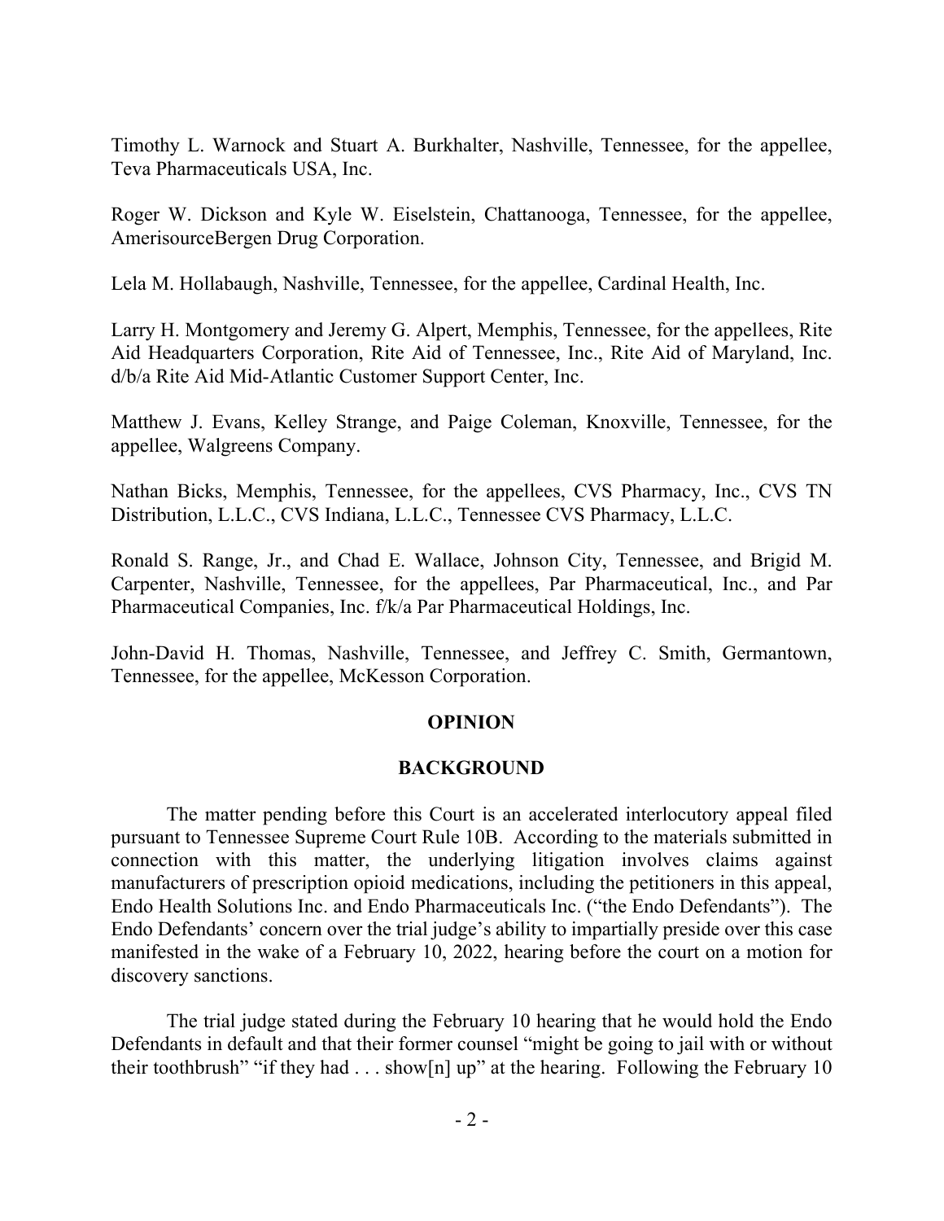Timothy L. Warnock and Stuart A. Burkhalter, Nashville, Tennessee, for the appellee, Teva Pharmaceuticals USA, Inc.

Roger W. Dickson and Kyle W. Eiselstein, Chattanooga, Tennessee, for the appellee, AmerisourceBergen Drug Corporation.

Lela M. Hollabaugh, Nashville, Tennessee, for the appellee, Cardinal Health, Inc.

Larry H. Montgomery and Jeremy G. Alpert, Memphis, Tennessee, for the appellees, Rite Aid Headquarters Corporation, Rite Aid of Tennessee, Inc., Rite Aid of Maryland, Inc. d/b/a Rite Aid Mid-Atlantic Customer Support Center, Inc.

Matthew J. Evans, Kelley Strange, and Paige Coleman, Knoxville, Tennessee, for the appellee, Walgreens Company.

Nathan Bicks, Memphis, Tennessee, for the appellees, CVS Pharmacy, Inc., CVS TN Distribution, L.L.C., CVS Indiana, L.L.C., Tennessee CVS Pharmacy, L.L.C.

Ronald S. Range, Jr., and Chad E. Wallace, Johnson City, Tennessee, and Brigid M. Carpenter, Nashville, Tennessee, for the appellees, Par Pharmaceutical, Inc., and Par Pharmaceutical Companies, Inc. f/k/a Par Pharmaceutical Holdings, Inc.

John-David H. Thomas, Nashville, Tennessee, and Jeffrey C. Smith, Germantown, Tennessee, for the appellee, McKesson Corporation.

## OPINION

### BACKGROUND

The matter pending before this Court is an accelerated interlocutory appeal filed pursuant to Tennessee Supreme Court Rule 10B. According to the materials submitted in connection with this matter, the underlying litigation involves claims against manufacturers of prescription opioid medications, including the petitioners in this appeal, Endo Health Solutions Inc. and Endo Pharmaceuticals Inc. ("the Endo Defendants"). The Endo Defendants' concern over the trial judge's ability to impartially preside over this case manifested in the wake of a February 10, 2022, hearing before the court on a motion for discovery sanctions.

The trial judge stated during the February 10 hearing that he would hold the Endo Defendants in default and that their former counsel "might be going to jail with or without their toothbrush" "if they had . . . show[n] up" at the hearing. Following the February 10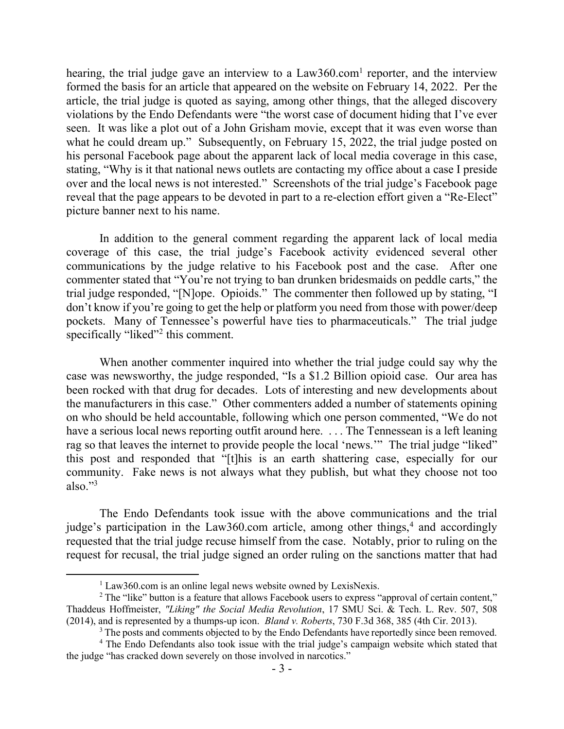hearing, the trial judge gave an interview to a Law360.com[1] reporter, and the interview formed the basis for an article that appeared on the website on February 14, 2022. Per the article, the trial judge is quoted as saying, among other things, that the alleged discovery violations by the Endo Defendants were "the worst case of document hiding that I've ever seen. It was like a plot out of a John Grisham movie, except that it was even worse than what he could dream up." Subsequently, on February 15, 2022, the trial judge posted on his personal Facebook page about the apparent lack of local media coverage in this case, stating, "Why is it that national news outlets are contacting my office about a case I preside over and the local news is not interested." Screenshots of the trial judge's Facebook page reveal that the page appears to be devoted in part to a re-election effort given a "Re-Elect" picture banner next to his name.

In addition to the general comment regarding the apparent lack of local media coverage of this case, the trial judge's Facebook activity evidenced several other communications by the judge relative to his Facebook post and the case. After one commenter stated that "You're not trying to ban drunken bridesmaids on peddle carts," the trial judge responded, "[N]ope. Opioids." The commenter then followed up by stating, "I don't know if you're going to get the help or platform you need from those with power/deep pockets. Many of Tennessee's powerful have ties to pharmaceuticals." The trial judge specifically "liked"[2] this comment.

When another commenter inquired into whether the trial judge could say why the case was newsworthy, the judge responded, "Is a $1.2 Billion opioid case. Our area has been rocked with that drug for decades. Lots of interesting and new developments about the manufacturers in this case." Other commenters added a number of statements opining on who should be held accountable, following which one person commented, "We do not have a serious local news reporting outfit around here. . . . The Tennessean is a left leaning rag so that leaves the internet to provide people the local 'news.'" The trial judge "liked" this post and responded that "[t]his is an earth shattering case, especially for our community. Fake news is not always what they publish, but what they choose not too also."[3]

The Endo Defendants took issue with the above communications and the trial judge's participation in the Law360.com article, among other things,[4] and accordingly requested that the trial judge recuse himself from the case. Notably, prior to ruling on the request for recusal, the trial judge signed an order ruling on the sanctions matter that had

---

[1] Law360.com is an online legal news website owned by LexisNexis.

[2] The "like" button is a feature that allows Facebook users to express "approval of certain content," Thaddeus Hoffmeister, *"Liking" the Social Media Revolution*, 17 SMU Sci. & Tech. L. Rev. 507, 508 (2014), and is represented by a thumps-up icon. *Bland v. Roberts*, 730 F.3d 368, 385 (4th Cir. 2013).

[3] The posts and comments objected to by the Endo Defendants have reportedly since been removed.

[4] The Endo Defendants also took issue with the trial judge's campaign website which stated that the judge "has cracked down severely on those involved in narcotics."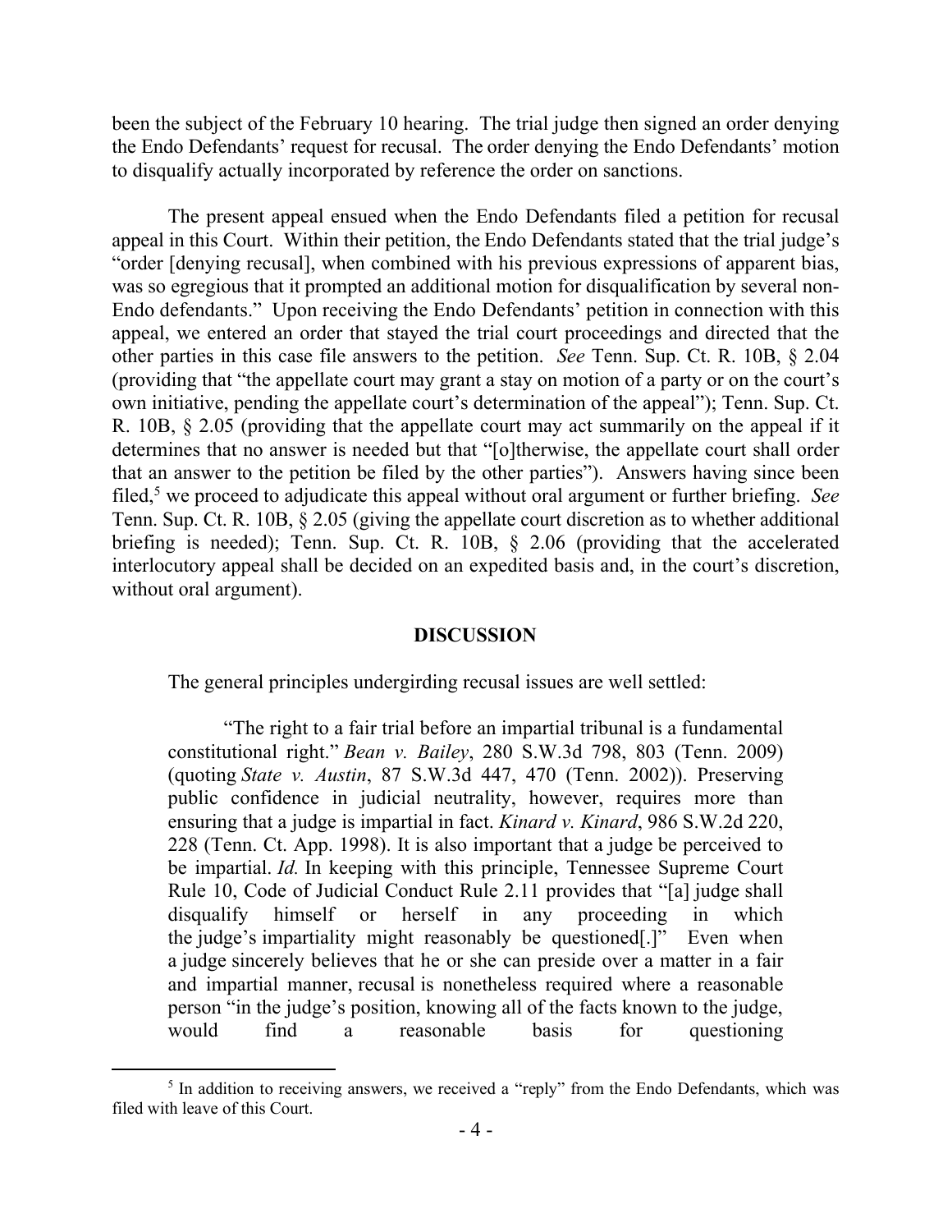been the subject of the February 10 hearing. The trial judge then signed an order denying the Endo Defendants' request for recusal. The order denying the Endo Defendants' motion to disqualify actually incorporated by reference the order on sanctions.

The present appeal ensued when the Endo Defendants filed a petition for recusal appeal in this Court. Within their petition, the Endo Defendants stated that the trial judge's "order [denying recusal], when combined with his previous expressions of apparent bias, was so egregious that it prompted an additional motion for disqualification by several non-Endo defendants." Upon receiving the Endo Defendants' petition in connection with this appeal, we entered an order that stayed the trial court proceedings and directed that the other parties in this case file answers to the petition. *See* Tenn. Sup. Ct. R. 10B, § 2.04 (providing that "the appellate court may grant a stay on motion of a party or on the court's own initiative, pending the appellate court's determination of the appeal"); Tenn. Sup. Ct. R. 10B, § 2.05 (providing that the appellate court may act summarily on the appeal if it determines that no answer is needed but that "[o]therwise, the appellate court shall order that an answer to the petition be filed by the other parties"). Answers having since been filed,[5] we proceed to adjudicate this appeal without oral argument or further briefing. *See* Tenn. Sup. Ct. R. 10B, § 2.05 (giving the appellate court discretion as to whether additional briefing is needed); Tenn. Sup. Ct. R. 10B, § 2.06 (providing that the accelerated interlocutory appeal shall be decided on an expedited basis and, in the court's discretion, without oral argument).

## DISCUSSION

The general principles undergirding recusal issues are well settled:

> "The right to a fair trial before an impartial tribunal is a fundamental constitutional right." *Bean v. Bailey*, 280 S.W.3d 798, 803 (Tenn. 2009) (quoting *State v. Austin*, 87 S.W.3d 447, 470 (Tenn. 2002)). Preserving public confidence in judicial neutrality, however, requires more than ensuring that a judge is impartial in fact. *Kinard v. Kinard*, 986 S.W.2d 220, 228 (Tenn. Ct. App. 1998). It is also important that a judge be perceived to be impartial. *Id.* In keeping with this principle, Tennessee Supreme Court Rule 10, Code of Judicial Conduct Rule 2.11 provides that "[a] judge shall disqualify himself or herself in any proceeding in which the judge's impartiality might reasonably be questioned[.]" Even when a judge sincerely believes that he or she can preside over a matter in a fair and impartial manner, recusal is nonetheless required where a reasonable person "in the judge's position, knowing all of the facts known to the judge, would find a reasonable basis for questioning

[5] In addition to receiving answers, we received a "reply" from the Endo Defendants, which was filed with leave of this Court.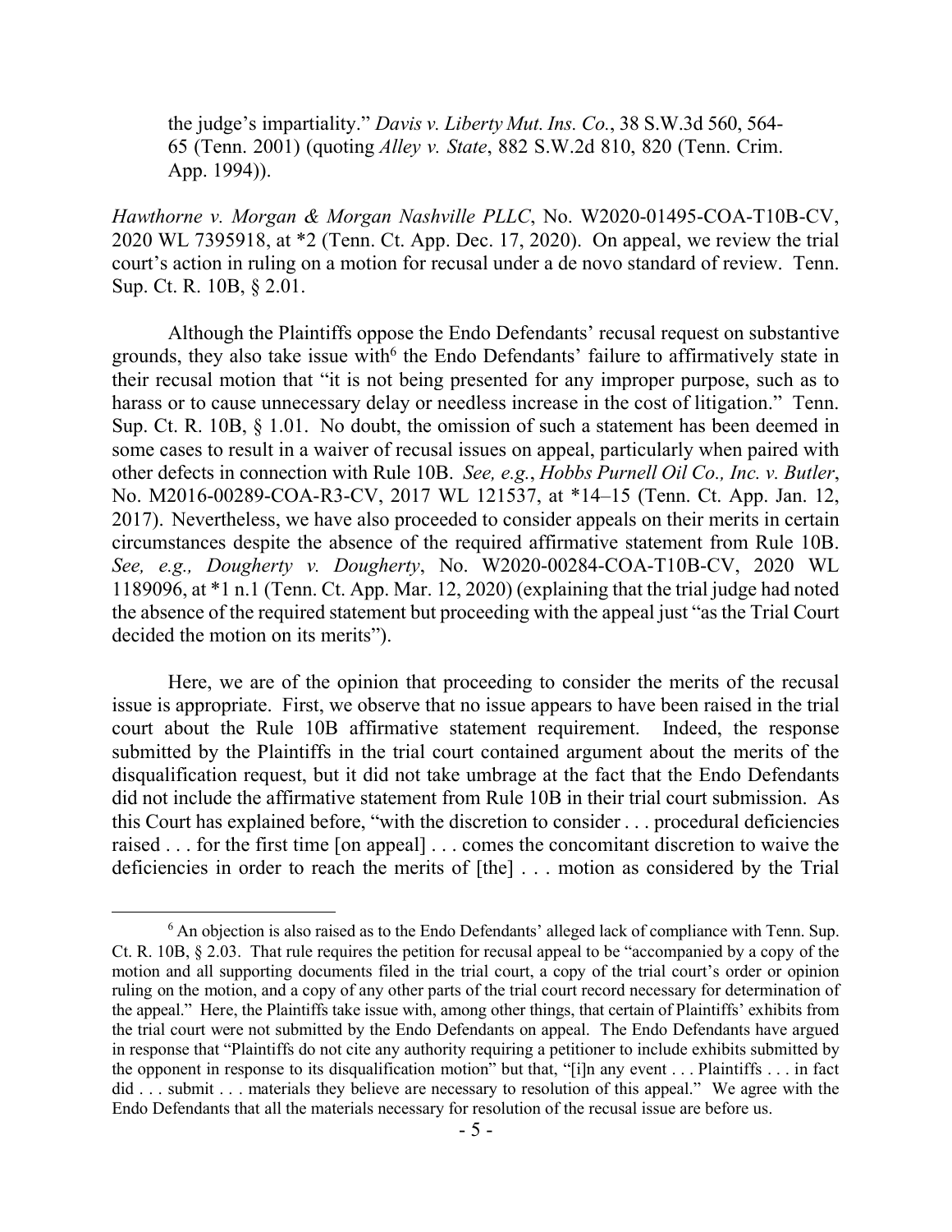> the judge's impartiality." *Davis v. Liberty Mut. Ins. Co.*, 38 S.W.3d 560, 564-65 (Tenn. 2001) (quoting *Alley v. State*, 882 S.W.2d 810, 820 (Tenn. Crim. App. 1994)).

*Hawthorne v. Morgan & Morgan Nashville PLLC*, No. W2020-01495-COA-T10B-CV, 2020 WL 7395918, at *2 (Tenn. Ct. App. Dec. 17, 2020). On appeal, we review the trial court's action in ruling on a motion for recusal under a de novo standard of review. Tenn. Sup. Ct. R. 10B, § 2.01.

Although the Plaintiffs oppose the Endo Defendants' recusal request on substantive grounds, they also take issue with[6] the Endo Defendants' failure to affirmatively state in their recusal motion that "it is not being presented for any improper purpose, such as to harass or to cause unnecessary delay or needless increase in the cost of litigation." Tenn. Sup. Ct. R. 10B, § 1.01. No doubt, the omission of such a statement has been deemed in some cases to result in a waiver of recusal issues on appeal, particularly when paired with other defects in connection with Rule 10B. *See, e.g.*, *Hobbs Purnell Oil Co., Inc. v. Butler*, No. M2016-00289-COA-R3-CV, 2017 WL 121537, at *14–15 (Tenn. Ct. App. Jan. 12, 2017). Nevertheless, we have also proceeded to consider appeals on their merits in certain circumstances despite the absence of the required affirmative statement from Rule 10B. *See, e.g., Dougherty v. Dougherty*, No. W2020-00284-COA-T10B-CV, 2020 WL 1189096, at *1 n.1 (Tenn. Ct. App. Mar. 12, 2020) (explaining that the trial judge had noted the absence of the required statement but proceeding with the appeal just "as the Trial Court decided the motion on its merits").

Here, we are of the opinion that proceeding to consider the merits of the recusal issue is appropriate. First, we observe that no issue appears to have been raised in the trial court about the Rule 10B affirmative statement requirement. Indeed, the response submitted by the Plaintiffs in the trial court contained argument about the merits of the disqualification request, but it did not take umbrage at the fact that the Endo Defendants did not include the affirmative statement from Rule 10B in their trial court submission. As this Court has explained before, "with the discretion to consider . . . procedural deficiencies raised . . . for the first time [on appeal] . . . comes the concomitant discretion to waive the deficiencies in order to reach the merits of [the] . . . motion as considered by the Trial

---

[6] An objection is also raised as to the Endo Defendants' alleged lack of compliance with Tenn. Sup. Ct. R. 10B, § 2.03. That rule requires the petition for recusal appeal to be "accompanied by a copy of the motion and all supporting documents filed in the trial court, a copy of the trial court's order or opinion ruling on the motion, and a copy of any other parts of the trial court record necessary for determination of the appeal." Here, the Plaintiffs take issue with, among other things, that certain of Plaintiffs' exhibits from the trial court were not submitted by the Endo Defendants on appeal. The Endo Defendants have argued in response that "Plaintiffs do not cite any authority requiring a petitioner to include exhibits submitted by the opponent in response to its disqualification motion" but that, "[i]n any event . . . Plaintiffs . . . in fact did . . . submit . . . materials they believe are necessary to resolution of this appeal." We agree with the Endo Defendants that all the materials necessary for resolution of the recusal issue are before us.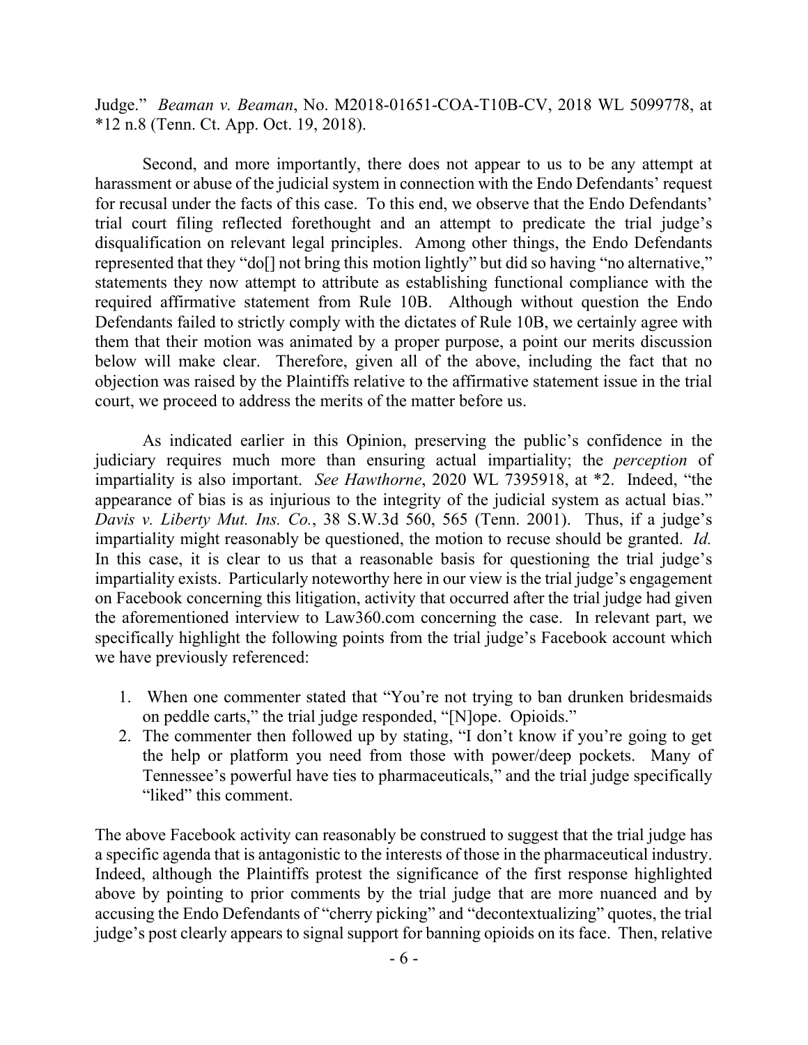Judge." *Beaman v. Beaman*, No. M2018-01651-COA-T10B-CV, 2018 WL 5099778, at *12 n.8 (Tenn. Ct. App. Oct. 19, 2018).

Second, and more importantly, there does not appear to us to be any attempt at harassment or abuse of the judicial system in connection with the Endo Defendants' request for recusal under the facts of this case. To this end, we observe that the Endo Defendants' trial court filing reflected forethought and an attempt to predicate the trial judge's disqualification on relevant legal principles. Among other things, the Endo Defendants represented that they "do[] not bring this motion lightly" but did so having "no alternative," statements they now attempt to attribute as establishing functional compliance with the required affirmative statement from Rule 10B. Although without question the Endo Defendants failed to strictly comply with the dictates of Rule 10B, we certainly agree with them that their motion was animated by a proper purpose, a point our merits discussion below will make clear. Therefore, given all of the above, including the fact that no objection was raised by the Plaintiffs relative to the affirmative statement issue in the trial court, we proceed to address the merits of the matter before us.

As indicated earlier in this Opinion, preserving the public's confidence in the judiciary requires much more than ensuring actual impartiality; the *perception* of impartiality is also important. *See Hawthorne*, 2020 WL 7395918, at *2. Indeed, "the appearance of bias is as injurious to the integrity of the judicial system as actual bias." *Davis v. Liberty Mut. Ins. Co.*, 38 S.W.3d 560, 565 (Tenn. 2001). Thus, if a judge's impartiality might reasonably be questioned, the motion to recuse should be granted. *Id.* In this case, it is clear to us that a reasonable basis for questioning the trial judge's impartiality exists. Particularly noteworthy here in our view is the trial judge's engagement on Facebook concerning this litigation, activity that occurred after the trial judge had given the aforementioned interview to Law360.com concerning the case. In relevant part, we specifically highlight the following points from the trial judge's Facebook account which we have previously referenced:

1. When one commenter stated that "You're not trying to ban drunken bridesmaids on peddle carts," the trial judge responded, "[N]ope. Opioids."
2. The commenter then followed up by stating, "I don't know if you're going to get the help or platform you need from those with power/deep pockets. Many of Tennessee's powerful have ties to pharmaceuticals," and the trial judge specifically "liked" this comment.

The above Facebook activity can reasonably be construed to suggest that the trial judge has a specific agenda that is antagonistic to the interests of those in the pharmaceutical industry. Indeed, although the Plaintiffs protest the significance of the first response highlighted above by pointing to prior comments by the trial judge that are more nuanced and by accusing the Endo Defendants of "cherry picking" and "decontextualizing" quotes, the trial judge's post clearly appears to signal support for banning opioids on its face. Then, relative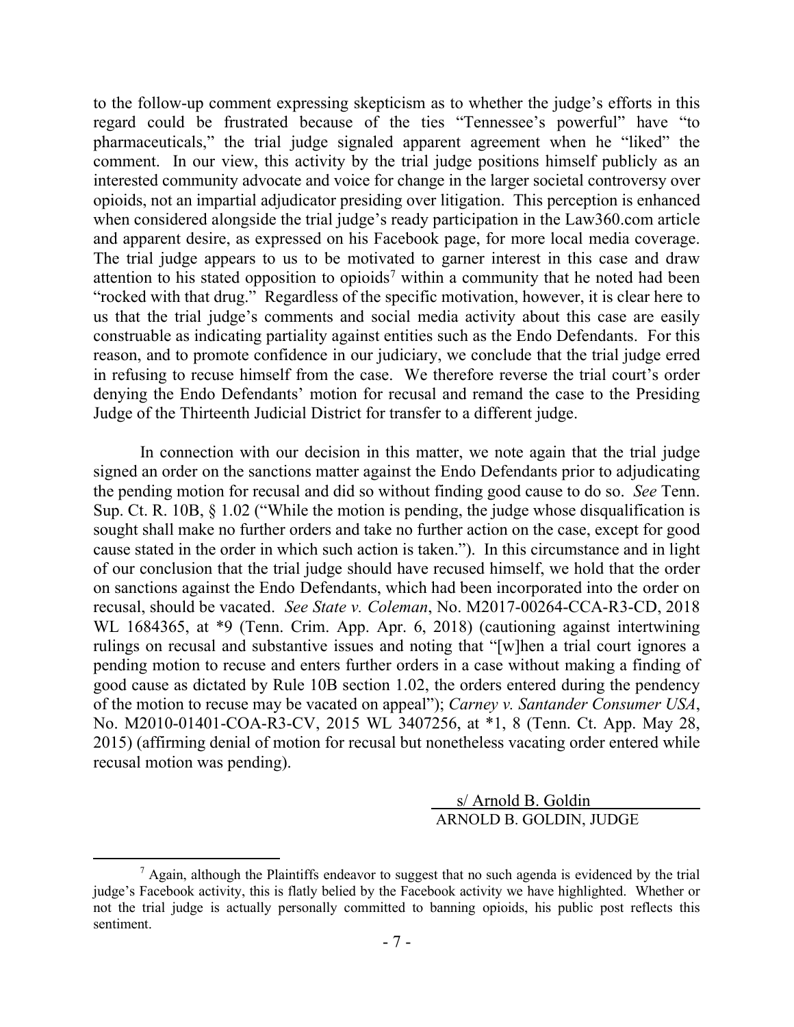to the follow-up comment expressing skepticism as to whether the judge's efforts in this regard could be frustrated because of the ties "Tennessee's powerful" have "to pharmaceuticals," the trial judge signaled apparent agreement when he "liked" the comment. In our view, this activity by the trial judge positions himself publicly as an interested community advocate and voice for change in the larger societal controversy over opioids, not an impartial adjudicator presiding over litigation. This perception is enhanced when considered alongside the trial judge's ready participation in the Law360.com article and apparent desire, as expressed on his Facebook page, for more local media coverage. The trial judge appears to us to be motivated to garner interest in this case and draw attention to his stated opposition to opioids[7] within a community that he noted had been "rocked with that drug." Regardless of the specific motivation, however, it is clear here to us that the trial judge's comments and social media activity about this case are easily construable as indicating partiality against entities such as the Endo Defendants. For this reason, and to promote confidence in our judiciary, we conclude that the trial judge erred in refusing to recuse himself from the case. We therefore reverse the trial court's order denying the Endo Defendants' motion for recusal and remand the case to the Presiding Judge of the Thirteenth Judicial District for transfer to a different judge.

In connection with our decision in this matter, we note again that the trial judge signed an order on the sanctions matter against the Endo Defendants prior to adjudicating the pending motion for recusal and did so without finding good cause to do so. *See* Tenn. Sup. Ct. R. 10B, § 1.02 ("While the motion is pending, the judge whose disqualification is sought shall make no further orders and take no further action on the case, except for good cause stated in the order in which such action is taken."). In this circumstance and in light of our conclusion that the trial judge should have recused himself, we hold that the order on sanctions against the Endo Defendants, which had been incorporated into the order on recusal, should be vacated. *See State v. Coleman*, No. M2017-00264-CCA-R3-CD, 2018 WL 1684365, at *9 (Tenn. Crim. App. Apr. 6, 2018) (cautioning against intertwining rulings on recusal and substantive issues and noting that "[w]hen a trial court ignores a pending motion to recuse and enters further orders in a case without making a finding of good cause as dictated by Rule 10B section 1.02, the orders entered during the pendency of the motion to recuse may be vacated on appeal"); *Carney v. Santander Consumer USA*, No. M2010-01401-COA-R3-CV, 2015 WL 3407256, at *1, 8 (Tenn. Ct. App. May 28, 2015) (affirming denial of motion for recusal but nonetheless vacating order entered while recusal motion was pending).

s/ Arnold B. Goldin
ARNOLD B. GOLDIN, JUDGE

---

[7] Again, although the Plaintiffs endeavor to suggest that no such agenda is evidenced by the trial judge's Facebook activity, this is flatly belied by the Facebook activity we have highlighted. Whether or not the trial judge is actually personally committed to banning opioids, his public post reflects this sentiment.